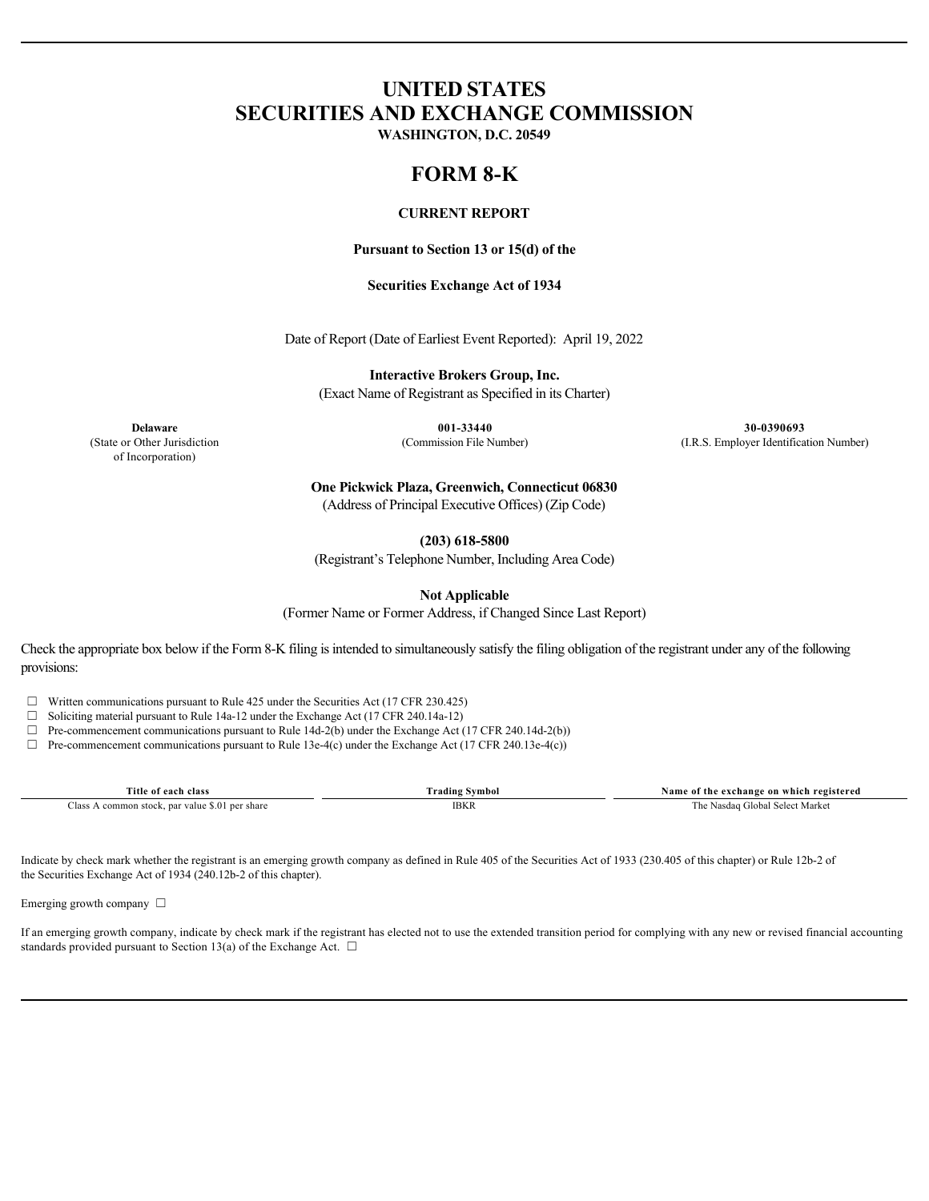# UNITED STATES
# SECURITIES AND EXCHANGE COMMISSION

**WASHINGTON, D.C. 20549**

# FORM 8-K

**CURRENT REPORT**

**Pursuant to Section 13 or 15(d) of the**

**Securities Exchange Act of 1934**

Date of Report (Date of Earliest Event Reported): April 19, 2022

**Interactive Brokers Group, Inc.**

(Exact Name of Registrant as Specified in its Charter)

| **Delaware** | **001-33440** | **30-0390693** |
|---|---|---|
| (State or Other Jurisdiction of Incorporation) | (Commission File Number) | (I.R.S. Employer Identification Number) |

**One Pickwick Plaza, Greenwich, Connecticut 06830**

(Address of Principal Executive Offices) (Zip Code)

**(203) 618-5800**

(Registrant's Telephone Number, Including Area Code)

**Not Applicable**

(Former Name or Former Address, if Changed Since Last Report)

Check the appropriate box below if the Form 8-K filing is intended to simultaneously satisfy the filing obligation of the registrant under any of the following provisions:

☐ Written communications pursuant to Rule 425 under the Securities Act (17 CFR 230.425)

☐ Soliciting material pursuant to Rule 14a-12 under the Exchange Act (17 CFR 240.14a-12)

☐ Pre-commencement communications pursuant to Rule 14d-2(b) under the Exchange Act (17 CFR 240.14d-2(b))

☐ Pre-commencement communications pursuant to Rule 13e-4(c) under the Exchange Act (17 CFR 240.13e-4(c))

| Title of each class | Trading Symbol | Name of the exchange on which registered |
|---|---|---|
| Class A common stock, par value $.01 per share | IBKR | The Nasdaq Global Select Market |

Indicate by check mark whether the registrant is an emerging growth company as defined in Rule 405 of the Securities Act of 1933 (230.405 of this chapter) or Rule 12b-2 of the Securities Exchange Act of 1934 (240.12b-2 of this chapter).

Emerging growth company ☐

If an emerging growth company, indicate by check mark if the registrant has elected not to use the extended transition period for complying with any new or revised financial accounting standards provided pursuant to Section 13(a) of the Exchange Act. ☐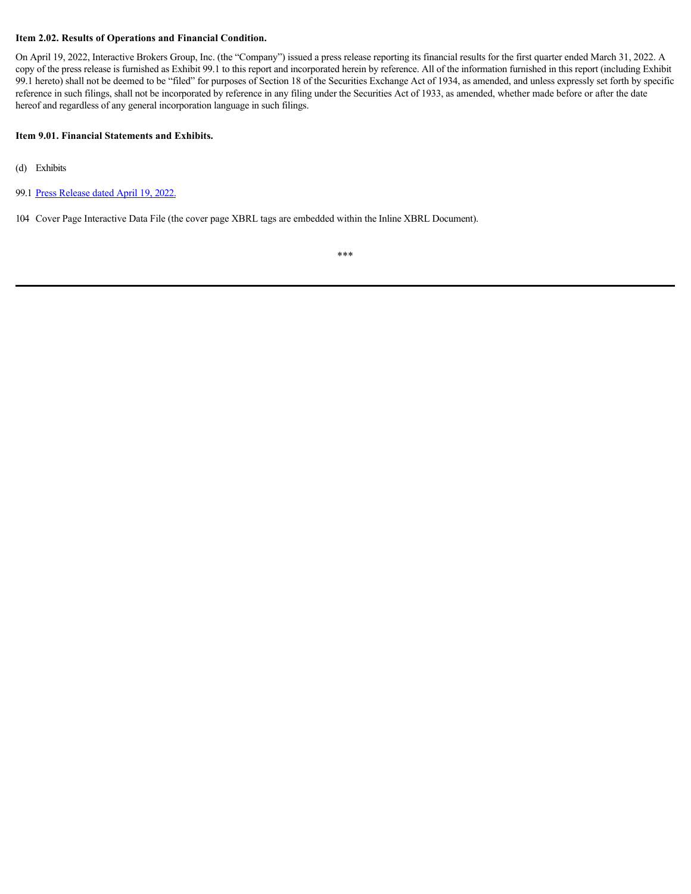**Item 2.02. Results of Operations and Financial Condition.**

On April 19, 2022, Interactive Brokers Group, Inc. (the "Company") issued a press release reporting its financial results for the first quarter ended March 31, 2022. A copy of the press release is furnished as Exhibit 99.1 to this report and incorporated herein by reference. All of the information furnished in this report (including Exhibit 99.1 hereto) shall not be deemed to be "filed" for purposes of Section 18 of the Securities Exchange Act of 1934, as amended, and unless expressly set forth by specific reference in such filings, shall not be incorporated by reference in any filing under the Securities Act of 1933, as amended, whether made before or after the date hereof and regardless of any general incorporation language in such filings.

**Item 9.01. Financial Statements and Exhibits.**

(d) Exhibits

99.1 Press Release dated April 19, 2022.

104 Cover Page Interactive Data File (the cover page XBRL tags are embedded within the Inline XBRL Document).

***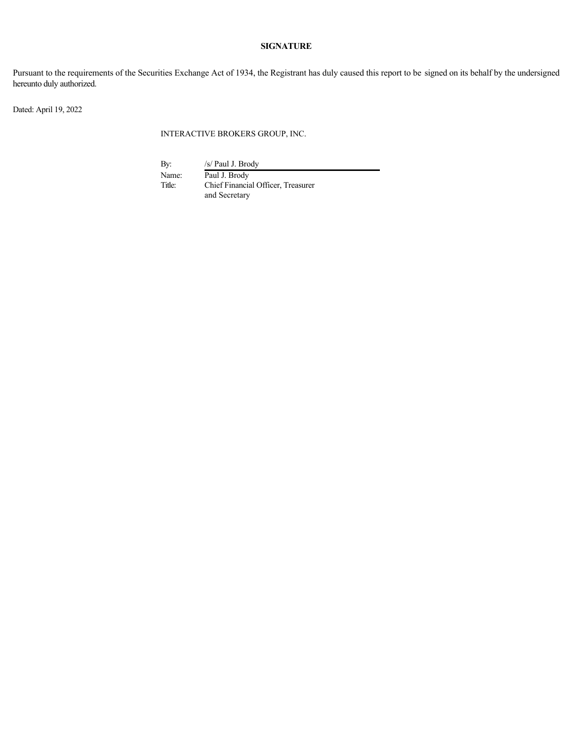**SIGNATURE**

Pursuant to the requirements of the Securities Exchange Act of 1934, the Registrant has duly caused this report to be signed on its behalf by the undersigned hereunto duly authorized.

Dated: April 19, 2022

INTERACTIVE BROKERS GROUP, INC.

| | |
|---|---|
| By: | /s/ Paul J. Brody |
| Name: | Paul J. Brody |
| Title: | Chief Financial Officer, Treasurer and Secretary |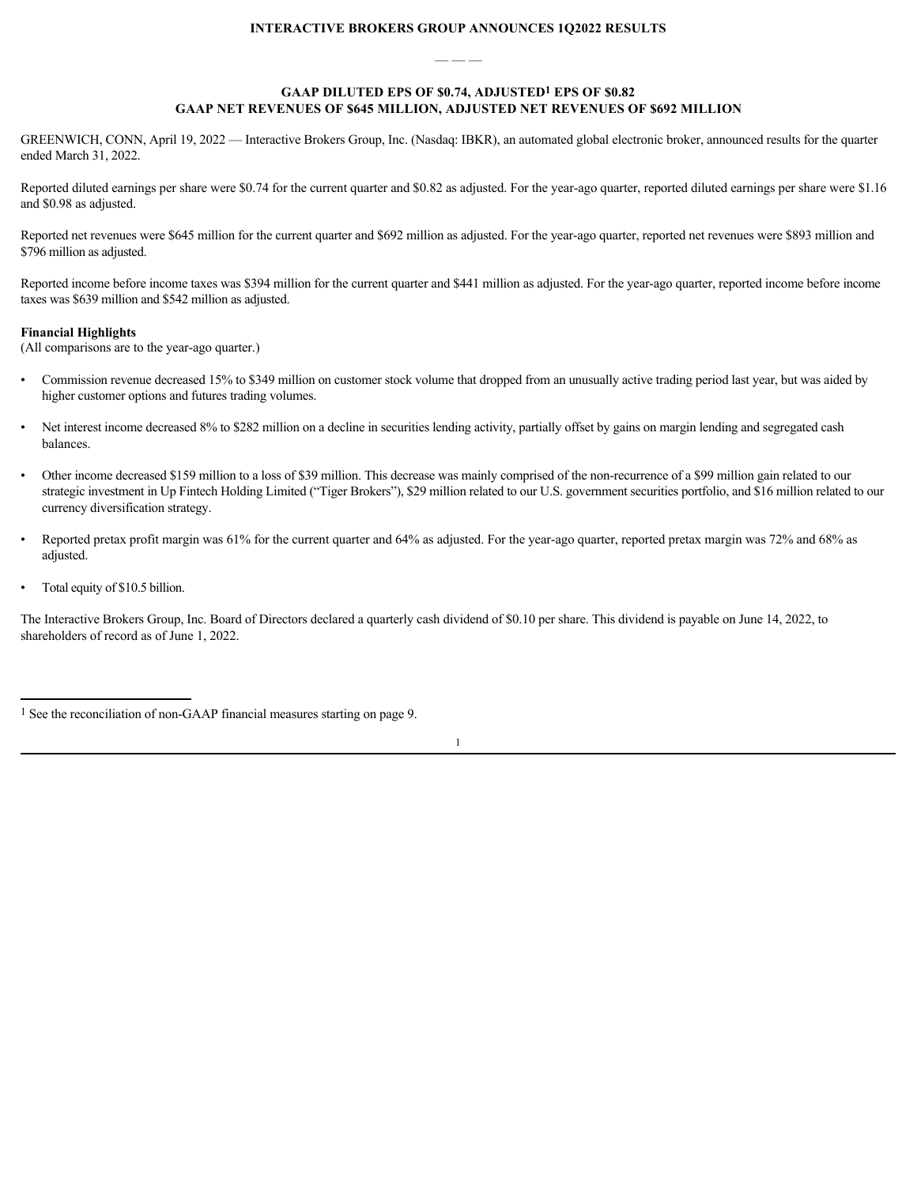**INTERACTIVE BROKERS GROUP ANNOUNCES 1Q2022 RESULTS**

— — —

**GAAP DILUTED EPS OF $0.74, ADJUSTED[1] EPS OF $0.82**
**GAAP NET REVENUES OF $645 MILLION, ADJUSTED NET REVENUES OF $692 MILLION**

GREENWICH, CONN, April 19, 2022 — Interactive Brokers Group, Inc. (Nasdaq: IBKR), an automated global electronic broker, announced results for the quarter ended March 31, 2022.

Reported diluted earnings per share were $0.74 for the current quarter and $0.82 as adjusted. For the year-ago quarter, reported diluted earnings per share were $1.16 and $0.98 as adjusted.

Reported net revenues were $645 million for the current quarter and $692 million as adjusted. For the year-ago quarter, reported net revenues were $893 million and $796 million as adjusted.

Reported income before income taxes was $394 million for the current quarter and $441 million as adjusted. For the year-ago quarter, reported income before income taxes was $639 million and $542 million as adjusted.

**Financial Highlights**
(All comparisons are to the year-ago quarter.)

- Commission revenue decreased 15% to $349 million on customer stock volume that dropped from an unusually active trading period last year, but was aided by higher customer options and futures trading volumes.
- Net interest income decreased 8% to $282 million on a decline in securities lending activity, partially offset by gains on margin lending and segregated cash balances.
- Other income decreased $159 million to a loss of $39 million. This decrease was mainly comprised of the non-recurrence of a $99 million gain related to our strategic investment in Up Fintech Holding Limited ("Tiger Brokers"), $29 million related to our U.S. government securities portfolio, and $16 million related to our currency diversification strategy.
- Reported pretax profit margin was 61% for the current quarter and 64% as adjusted. For the year-ago quarter, reported pretax margin was 72% and 68% as adjusted.
- Total equity of $10.5 billion.

The Interactive Brokers Group, Inc. Board of Directors declared a quarterly cash dividend of $0.10 per share. This dividend is payable on June 14, 2022, to shareholders of record as of June 1, 2022.

---

[1] See the reconciliation of non-GAAP financial measures starting on page 9.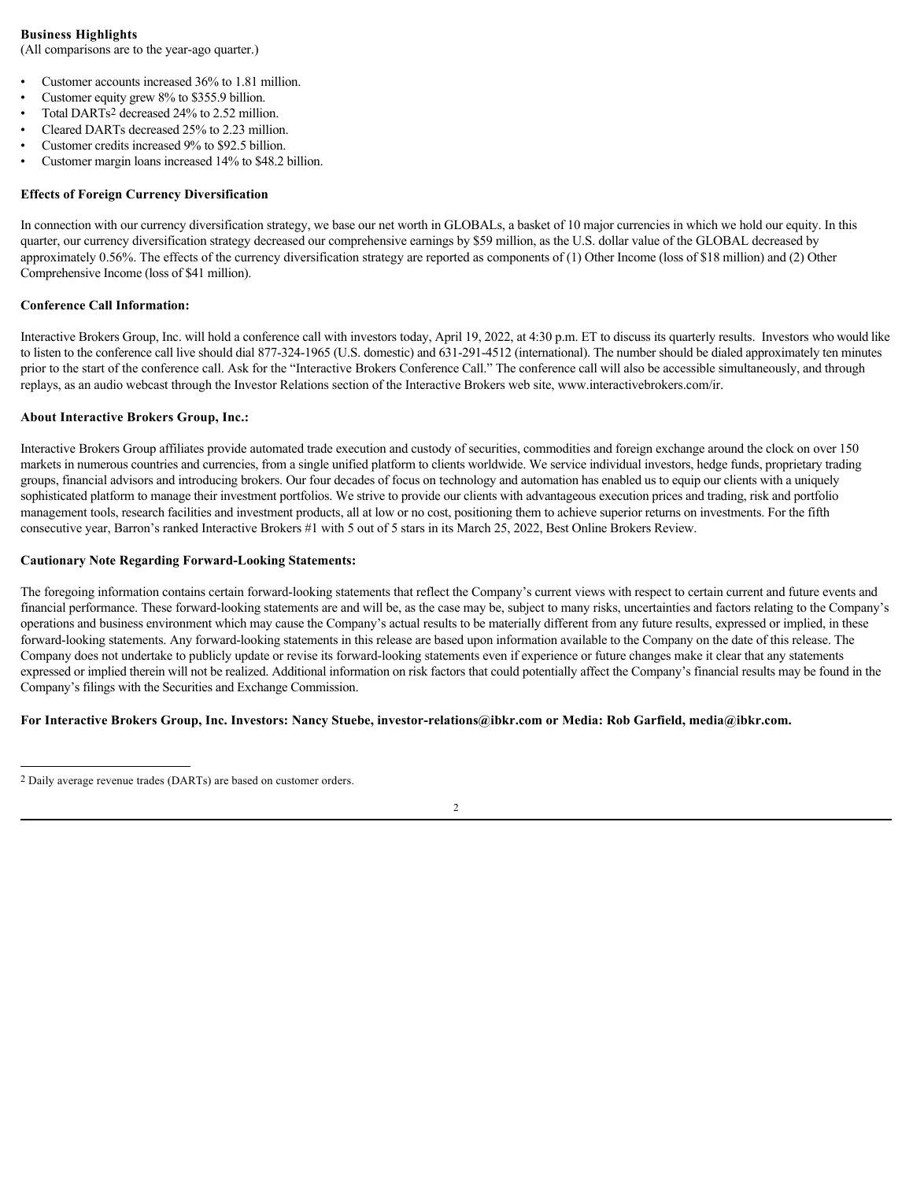**Business Highlights**
(All comparisons are to the year-ago quarter.)

- Customer accounts increased 36% to 1.81 million.
- Customer equity grew 8% to $355.9 billion.
- Total DARTs[2] decreased 24% to 2.52 million.
- Cleared DARTs decreased 25% to 2.23 million.
- Customer credits increased 9% to $92.5 billion.
- Customer margin loans increased 14% to $48.2 billion.

**Effects of Foreign Currency Diversification**

In connection with our currency diversification strategy, we base our net worth in GLOBALs, a basket of 10 major currencies in which we hold our equity. In this quarter, our currency diversification strategy decreased our comprehensive earnings by $59 million, as the U.S. dollar value of the GLOBAL decreased by approximately 0.56%. The effects of the currency diversification strategy are reported as components of (1) Other Income (loss of $18 million) and (2) Other Comprehensive Income (loss of $41 million).

**Conference Call Information:**

Interactive Brokers Group, Inc. will hold a conference call with investors today, April 19, 2022, at 4:30 p.m. ET to discuss its quarterly results. Investors who would like to listen to the conference call live should dial 877-324-1965 (U.S. domestic) and 631-291-4512 (international). The number should be dialed approximately ten minutes prior to the start of the conference call. Ask for the "Interactive Brokers Conference Call." The conference call will also be accessible simultaneously, and through replays, as an audio webcast through the Investor Relations section of the Interactive Brokers web site, www.interactivebrokers.com/ir.

**About Interactive Brokers Group, Inc.:**

Interactive Brokers Group affiliates provide automated trade execution and custody of securities, commodities and foreign exchange around the clock on over 150 markets in numerous countries and currencies, from a single unified platform to clients worldwide. We service individual investors, hedge funds, proprietary trading groups, financial advisors and introducing brokers. Our four decades of focus on technology and automation has enabled us to equip our clients with a uniquely sophisticated platform to manage their investment portfolios. We strive to provide our clients with advantageous execution prices and trading, risk and portfolio management tools, research facilities and investment products, all at low or no cost, positioning them to achieve superior returns on investments. For the fifth consecutive year, Barron's ranked Interactive Brokers #1 with 5 out of 5 stars in its March 25, 2022, Best Online Brokers Review.

**Cautionary Note Regarding Forward-Looking Statements:**

The foregoing information contains certain forward-looking statements that reflect the Company's current views with respect to certain current and future events and financial performance. These forward-looking statements are and will be, as the case may be, subject to many risks, uncertainties and factors relating to the Company's operations and business environment which may cause the Company's actual results to be materially different from any future results, expressed or implied, in these forward-looking statements. Any forward-looking statements in this release are based upon information available to the Company on the date of this release. The Company does not undertake to publicly update or revise its forward-looking statements even if experience or future changes make it clear that any statements expressed or implied therein will not be realized. Additional information on risk factors that could potentially affect the Company's financial results may be found in the Company's filings with the Securities and Exchange Commission.

**For Interactive Brokers Group, Inc. Investors: Nancy Stuebe, investor-relations@ibkr.com or Media: Rob Garfield, media@ibkr.com.**

---

[2] Daily average revenue trades (DARTs) are based on customer orders.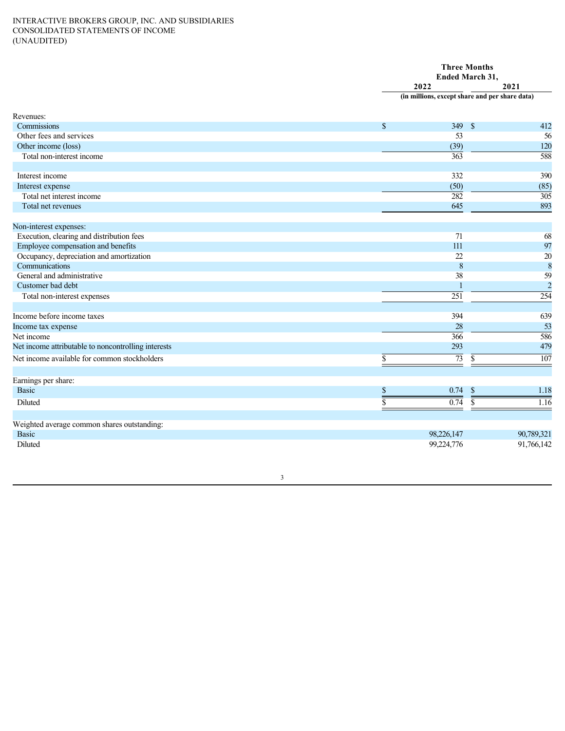INTERACTIVE BROKERS GROUP, INC. AND SUBSIDIARIES
CONSOLIDATED STATEMENTS OF INCOME
(UNAUDITED)

| | Three Months Ended March 31, | |
|---|---|---|
| | 2022 | 2021 |
| | (in millions, except share and per share data) | |
| Revenues: | | |
| Commissions | $ 349 | $ 412 |
| Other fees and services | 53 | 56 |
| Other income (loss) | (39) | 120 |
| Total non-interest income | 363 | 588 |
| | | |
| Interest income | 332 | 390 |
| Interest expense | (50) | (85) |
| Total net interest income | 282 | 305 |
| Total net revenues | 645 | 893 |
| | | |
| Non-interest expenses: | | |
| Execution, clearing and distribution fees | 71 | 68 |
| Employee compensation and benefits | 111 | 97 |
| Occupancy, depreciation and amortization | 22 | 20 |
| Communications | 8 | 8 |
| General and administrative | 38 | 59 |
| Customer bad debt | 1 | 2 |
| Total non-interest expenses | 251 | 254 |
| | | |
| Income before income taxes | 394 | 639 |
| Income tax expense | 28 | 53 |
| Net income | 366 | 586 |
| Net income attributable to noncontrolling interests | 293 | 479 |
| Net income available for common stockholders | $ 73 | $ 107 |
| | | |
| Earnings per share: | | |
| Basic | $ 0.74 | $ 1.18 |
| Diluted | $ 0.74 | $ 1.16 |
| | | |
| Weighted average common shares outstanding: | | |
| Basic | 98,226,147 | 90,789,321 |
| Diluted | 99,224,776 | 91,766,142 |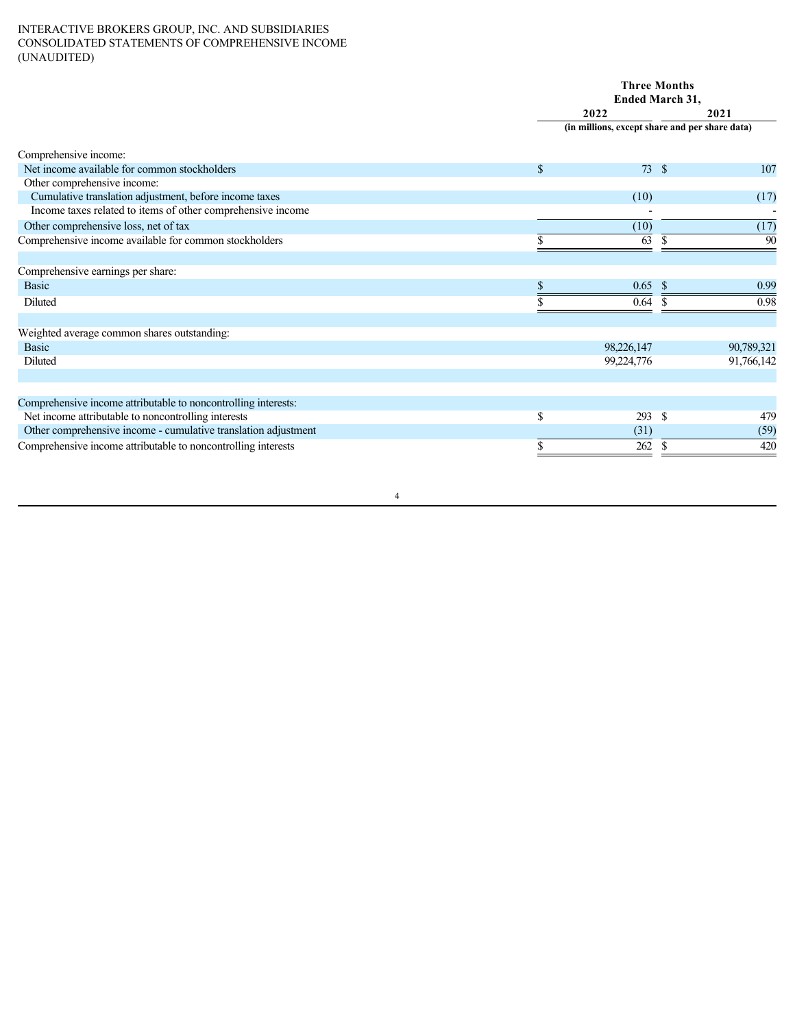INTERACTIVE BROKERS GROUP, INC. AND SUBSIDIARIES
CONSOLIDATED STATEMENTS OF COMPREHENSIVE INCOME
(UNAUDITED)

| | Three Months Ended March 31, | |
|---|---|---|
| | 2022 | 2021 |
| | (in millions, except share and per share data) | |
| Comprehensive income: | | |
| Net income available for common stockholders | $ 73 | $ 107 |
| Other comprehensive income: | | |
| Cumulative translation adjustment, before income taxes | (10) | (17) |
| Income taxes related to items of other comprehensive income | - | - |
| Other comprehensive loss, net of tax | (10) | (17) |
| Comprehensive income available for common stockholders | $ 63 | $ 90 |
| | | |
| Comprehensive earnings per share: | | |
| Basic | $ 0.65 | $ 0.99 |
| Diluted | $ 0.64 | $ 0.98 |
| | | |
| Weighted average common shares outstanding: | | |
| Basic | 98,226,147 | 90,789,321 |
| Diluted | 99,224,776 | 91,766,142 |
| | | |
| Comprehensive income attributable to noncontrolling interests: | | |
| Net income attributable to noncontrolling interests | $ 293 | $ 479 |
| Other comprehensive income - cumulative translation adjustment | (31) | (59) |
| Comprehensive income attributable to noncontrolling interests | $ 262 | $ 420 |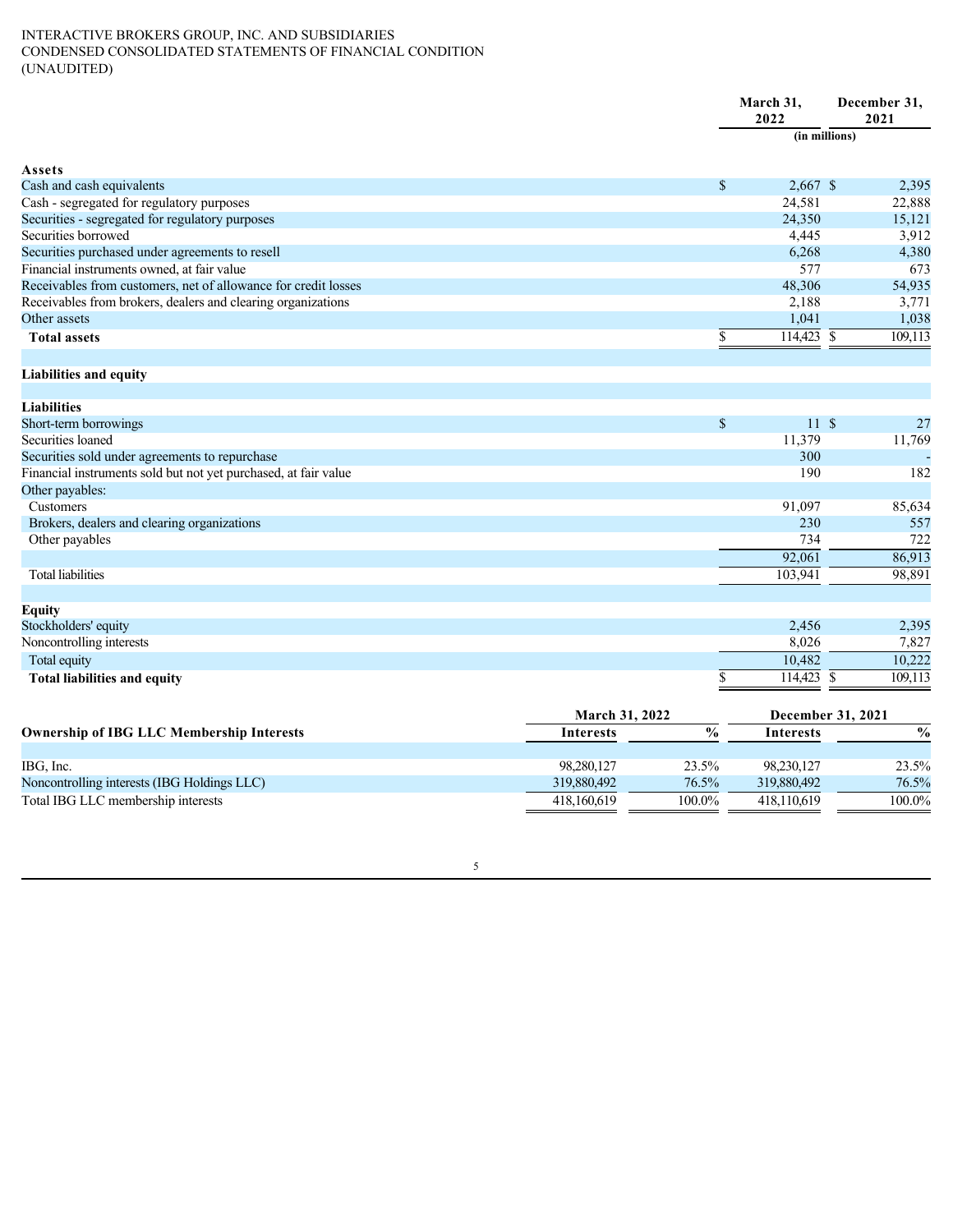INTERACTIVE BROKERS GROUP, INC. AND SUBSIDIARIES
CONDENSED CONSOLIDATED STATEMENTS OF FINANCIAL CONDITION
(UNAUDITED)

| | March 31, 2022 | December 31, 2021 |
|---|---|---|
| | (in millions) | |
| **Assets** | | |
| Cash and cash equivalents | $ 2,667 | $ 2,395 |
| Cash - segregated for regulatory purposes | 24,581 | 22,888 |
| Securities - segregated for regulatory purposes | 24,350 | 15,121 |
| Securities borrowed | 4,445 | 3,912 |
| Securities purchased under agreements to resell | 6,268 | 4,380 |
| Financial instruments owned, at fair value | 577 | 673 |
| Receivables from customers, net of allowance for credit losses | 48,306 | 54,935 |
| Receivables from brokers, dealers and clearing organizations | 2,188 | 3,771 |
| Other assets | 1,041 | 1,038 |
| **Total assets** | $ 114,423 | $ 109,113 |
| | | |
| **Liabilities and equity** | | |
| | | |
| **Liabilities** | | |
| Short-term borrowings | $ 11 | $ 27 |
| Securities loaned | 11,379 | 11,769 |
| Securities sold under agreements to repurchase | 300 | - |
| Financial instruments sold but not yet purchased, at fair value | 190 | 182 |
| Other payables: | | |
| Customers | 91,097 | 85,634 |
| Brokers, dealers and clearing organizations | 230 | 557 |
| Other payables | 734 | 722 |
| | 92,061 | 86,913 |
| Total liabilities | 103,941 | 98,891 |
| | | |
| **Equity** | | |
| Stockholders' equity | 2,456 | 2,395 |
| Noncontrolling interests | 8,026 | 7,827 |
| Total equity | 10,482 | 10,222 |
| **Total liabilities and equity** | $ 114,423 | $ 109,113 |

| | March 31, 2022 | | December 31, 2021 | |
|---|---|---|---|---|
| **Ownership of IBG LLC Membership Interests** | **Interests** | **%** | **Interests** | **%** |
| IBG, Inc. | 98,280,127 | 23.5% | 98,230,127 | 23.5% |
| Noncontrolling interests (IBG Holdings LLC) | 319,880,492 | 76.5% | 319,880,492 | 76.5% |
| Total IBG LLC membership interests | 418,160,619 | 100.0% | 418,110,619 | 100.0% |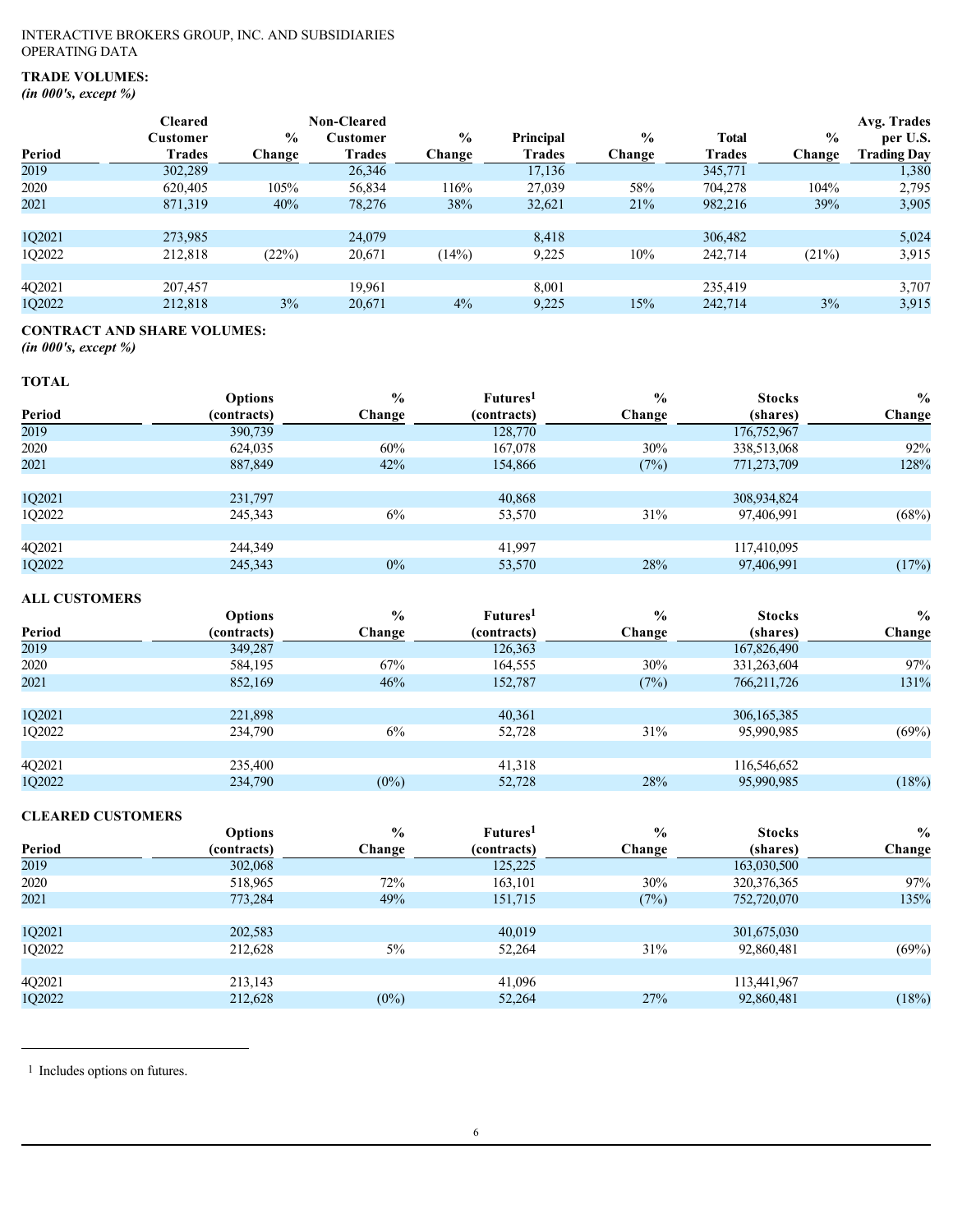INTERACTIVE BROKERS GROUP, INC. AND SUBSIDIARIES
OPERATING DATA

**TRADE VOLUMES:**
*(in 000's, except %)*

| Period | Cleared Customer Trades | % Change | Non-Cleared Customer Trades | % Change | Principal Trades | % Change | Total Trades | % Change | Avg. Trades per U.S. Trading Day |
|---|---|---|---|---|---|---|---|---|---|
| 2019 | 302,289 | | 26,346 | | 17,136 | | 345,771 | | 1,380 |
| 2020 | 620,405 | 105% | 56,834 | 116% | 27,039 | 58% | 704,278 | 104% | 2,795 |
| 2021 | 871,319 | 40% | 78,276 | 38% | 32,621 | 21% | 982,216 | 39% | 3,905 |
| | | | | | | | | | |
| 1Q2021 | 273,985 | | 24,079 | | 8,418 | | 306,482 | | 5,024 |
| 1Q2022 | 212,818 | (22%) | 20,671 | (14%) | 9,225 | 10% | 242,714 | (21%) | 3,915 |
| | | | | | | | | | |
| 4Q2021 | 207,457 | | 19,961 | | 8,001 | | 235,419 | | 3,707 |
| 1Q2022 | 212,818 | 3% | 20,671 | 4% | 9,225 | 15% | 242,714 | 3% | 3,915 |

**CONTRACT AND SHARE VOLUMES:**
*(in 000's, except %)*

**TOTAL**

| Period | Options (contracts) | % Change | Futures[1] (contracts) | % Change | Stocks (shares) | % Change |
|---|---|---|---|---|---|---|
| 2019 | 390,739 | | 128,770 | | 176,752,967 | |
| 2020 | 624,035 | 60% | 167,078 | 30% | 338,513,068 | 92% |
| 2021 | 887,849 | 42% | 154,866 | (7%) | 771,273,709 | 128% |
| | | | | | | |
| 1Q2021 | 231,797 | | 40,868 | | 308,934,824 | |
| 1Q2022 | 245,343 | 6% | 53,570 | 31% | 97,406,991 | (68%) |
| | | | | | | |
| 4Q2021 | 244,349 | | 41,997 | | 117,410,095 | |
| 1Q2022 | 245,343 | 0% | 53,570 | 28% | 97,406,991 | (17%) |

**ALL CUSTOMERS**

| Period | Options (contracts) | % Change | Futures[1] (contracts) | % Change | Stocks (shares) | % Change |
|---|---|---|---|---|---|---|
| 2019 | 349,287 | | 126,363 | | 167,826,490 | |
| 2020 | 584,195 | 67% | 164,555 | 30% | 331,263,604 | 97% |
| 2021 | 852,169 | 46% | 152,787 | (7%) | 766,211,726 | 131% |
| | | | | | | |
| 1Q2021 | 221,898 | | 40,361 | | 306,165,385 | |
| 1Q2022 | 234,790 | 6% | 52,728 | 31% | 95,990,985 | (69%) |
| | | | | | | |
| 4Q2021 | 235,400 | | 41,318 | | 116,546,652 | |
| 1Q2022 | 234,790 | (0%) | 52,728 | 28% | 95,990,985 | (18%) |

**CLEARED CUSTOMERS**

| Period | Options (contracts) | % Change | Futures[1] (contracts) | % Change | Stocks (shares) | % Change |
|---|---|---|---|---|---|---|
| 2019 | 302,068 | | 125,225 | | 163,030,500 | |
| 2020 | 518,965 | 72% | 163,101 | 30% | 320,376,365 | 97% |
| 2021 | 773,284 | 49% | 151,715 | (7%) | 752,720,070 | 135% |
| | | | | | | |
| 1Q2021 | 202,583 | | 40,019 | | 301,675,030 | |
| 1Q2022 | 212,628 | 5% | 52,264 | 31% | 92,860,481 | (69%) |
| | | | | | | |
| 4Q2021 | 213,143 | | 41,096 | | 113,441,967 | |
| 1Q2022 | 212,628 | (0%) | 52,264 | 27% | 92,860,481 | (18%) |

[1] Includes options on futures.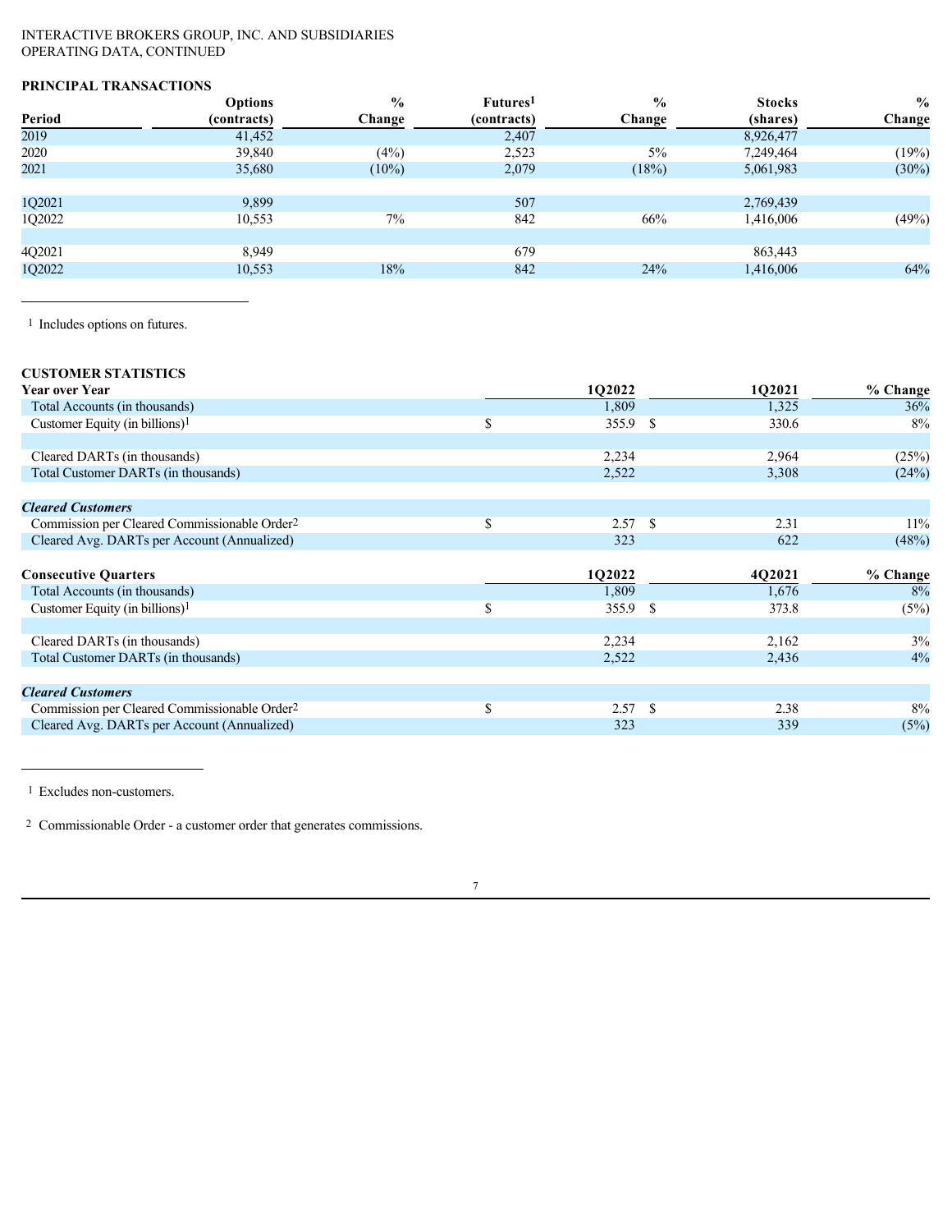INTERACTIVE BROKERS GROUP, INC. AND SUBSIDIARIES
OPERATING DATA, CONTINUED

**PRINCIPAL TRANSACTIONS**

| Period | Options (contracts) | % Change | Futures[1] (contracts) | % Change | Stocks (shares) | % Change |
|---|---|---|---|---|---|---|
| 2019 | 41,452 | | 2,407 | | 8,926,477 | |
| 2020 | 39,840 | (4%) | 2,523 | 5% | 7,249,464 | (19%) |
| 2021 | 35,680 | (10%) | 2,079 | (18%) | 5,061,983 | (30%) |
| | | | | | | |
| 1Q2021 | 9,899 | | 507 | | 2,769,439 | |
| 1Q2022 | 10,553 | 7% | 842 | 66% | 1,416,006 | (49%) |
| | | | | | | |
| 4Q2021 | 8,949 | | 679 | | 863,443 | |
| 1Q2022 | 10,553 | 18% | 842 | 24% | 1,416,006 | 64% |

[1] Includes options on futures.

**CUSTOMER STATISTICS**

| **Year over Year** | 1Q2022 | 1Q2021 | % Change |
|---|---|---|---|
| Total Accounts (in thousands) | 1,809 | 1,325 | 36% |
| Customer Equity (in billions)[1] | $ 355.9 | $ 330.6 | 8% |
| | | | |
| Cleared DARTs (in thousands) | 2,234 | 2,964 | (25%) |
| Total Customer DARTs (in thousands) | 2,522 | 3,308 | (24%) |
| | | | |
| ***Cleared Customers*** | | | |
| Commission per Cleared Commissionable Order[2] | $ 2.57 | $ 2.31 | 11% |
| Cleared Avg. DARTs per Account (Annualized) | 323 | 622 | (48%) |

| **Consecutive Quarters** | 1Q2022 | 4Q2021 | % Change |
|---|---|---|---|
| Total Accounts (in thousands) | 1,809 | 1,676 | 8% |
| Customer Equity (in billions)[1] | $ 355.9 | $ 373.8 | (5%) |
| | | | |
| Cleared DARTs (in thousands) | 2,234 | 2,162 | 3% |
| Total Customer DARTs (in thousands) | 2,522 | 2,436 | 4% |
| | | | |
| ***Cleared Customers*** | | | |
| Commission per Cleared Commissionable Order[2] | $ 2.57 | $ 2.38 | 8% |
| Cleared Avg. DARTs per Account (Annualized) | 323 | 339 | (5%) |

[1] Excludes non-customers.

[2] Commissionable Order - a customer order that generates commissions.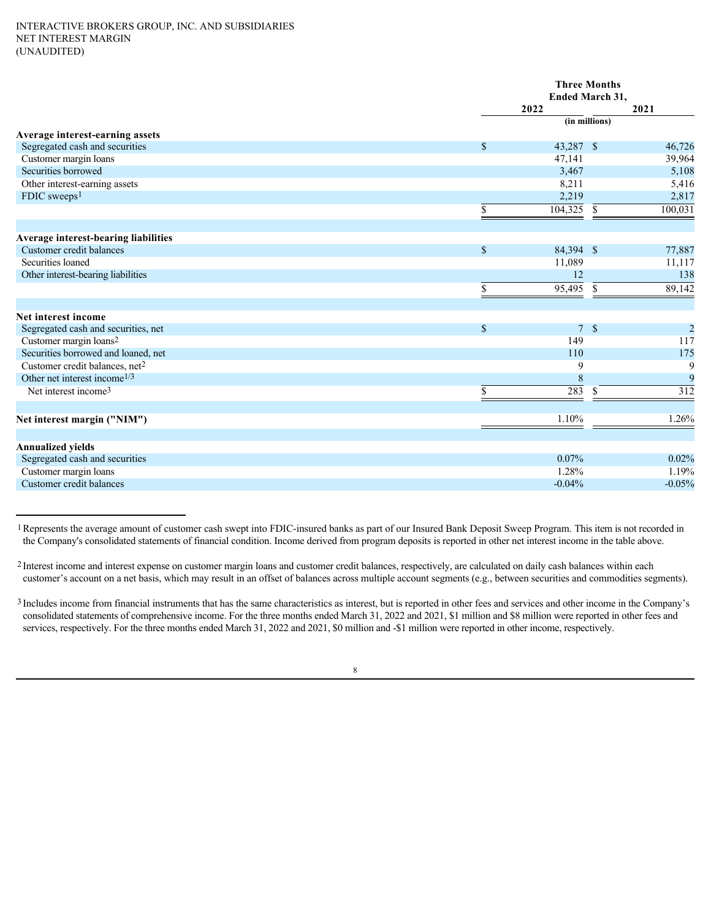INTERACTIVE BROKERS GROUP, INC. AND SUBSIDIARIES
NET INTEREST MARGIN
(UNAUDITED)

| | Three Months Ended March 31, | |
|---|---|---|
| | 2022 | 2021 |
| | (in millions) | |
| **Average interest-earning assets** | | |
| Segregated cash and securities | $ 43,287 | $ 46,726 |
| Customer margin loans | 47,141 | 39,964 |
| Securities borrowed | 3,467 | 5,108 |
| Other interest-earning assets | 8,211 | 5,416 |
| FDIC sweeps[1] | 2,219 | 2,817 |
| | $ 104,325 | $ 100,031 |
| **Average interest-bearing liabilities** | | |
| Customer credit balances | $ 84,394 | $ 77,887 |
| Securities loaned | 11,089 | 11,117 |
| Other interest-bearing liabilities | 12 | 138 |
| | $ 95,495 | $ 89,142 |
| **Net interest income** | | |
| Segregated cash and securities, net | $ 7 | $ 2 |
| Customer margin loans[2] | 149 | 117 |
| Securities borrowed and loaned, net | 110 | 175 |
| Customer credit balances, net[2] | 9 | 9 |
| Other net interest income[1/3] | 8 | 9 |
| Net interest income[3] | $ 283 | $ 312 |
| **Net interest margin ("NIM")** | 1.10% | 1.26% |
| **Annualized yields** | | |
| Segregated cash and securities | 0.07% | 0.02% |
| Customer margin loans | 1.28% | 1.19% |
| Customer credit balances | -0.04% | -0.05% |

[1] Represents the average amount of customer cash swept into FDIC-insured banks as part of our Insured Bank Deposit Sweep Program. This item is not recorded in the Company's consolidated statements of financial condition. Income derived from program deposits is reported in other net interest income in the table above.

[2] Interest income and interest expense on customer margin loans and customer credit balances, respectively, are calculated on daily cash balances within each customer's account on a net basis, which may result in an offset of balances across multiple account segments (e.g., between securities and commodities segments).

[3] Includes income from financial instruments that has the same characteristics as interest, but is reported in other fees and services and other income in the Company's consolidated statements of comprehensive income. For the three months ended March 31, 2022 and 2021, $1 million and $8 million were reported in other fees and services, respectively. For the three months ended March 31, 2022 and 2021, $0 million and -$1 million were reported in other income, respectively.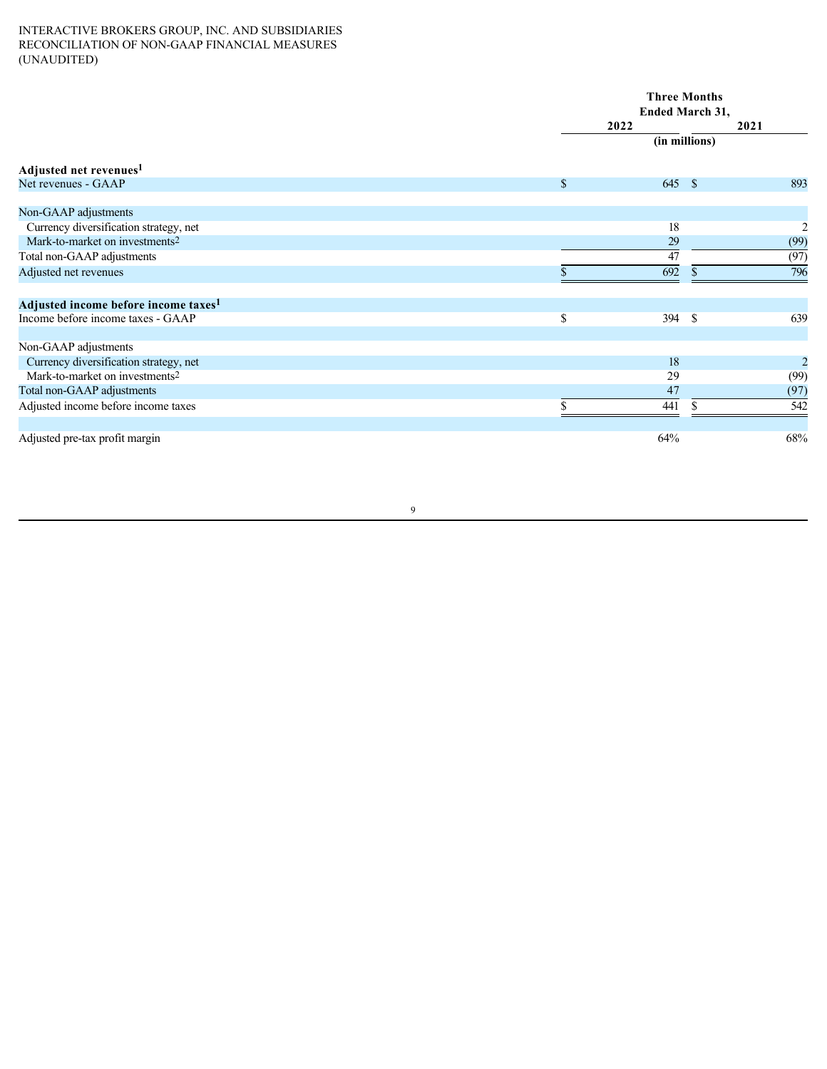INTERACTIVE BROKERS GROUP, INC. AND SUBSIDIARIES
RECONCILIATION OF NON-GAAP FINANCIAL MEASURES
(UNAUDITED)

| | Three Months Ended March 31, | |
|---|---|---|
| | 2022 | 2021 |
| | (in millions) | |
| **Adjusted net revenues**[1] | | |
| Net revenues - GAAP | $ 645 | $ 893 |
| | | |
| Non-GAAP adjustments | | |
| Currency diversification strategy, net | 18 | 2 |
| Mark-to-market on investments[2] | 29 | (99) |
| Total non-GAAP adjustments | 47 | (97) |
| Adjusted net revenues | $ 692 | $ 796 |
| | | |
| **Adjusted income before income taxes**[1] | | |
| Income before income taxes - GAAP | $ 394 | $ 639 |
| | | |
| Non-GAAP adjustments | | |
| Currency diversification strategy, net | 18 | 2 |
| Mark-to-market on investments[2] | 29 | (99) |
| Total non-GAAP adjustments | 47 | (97) |
| Adjusted income before income taxes | $ 441 | $ 542 |
| | | |
| Adjusted pre-tax profit margin | 64% | 68% |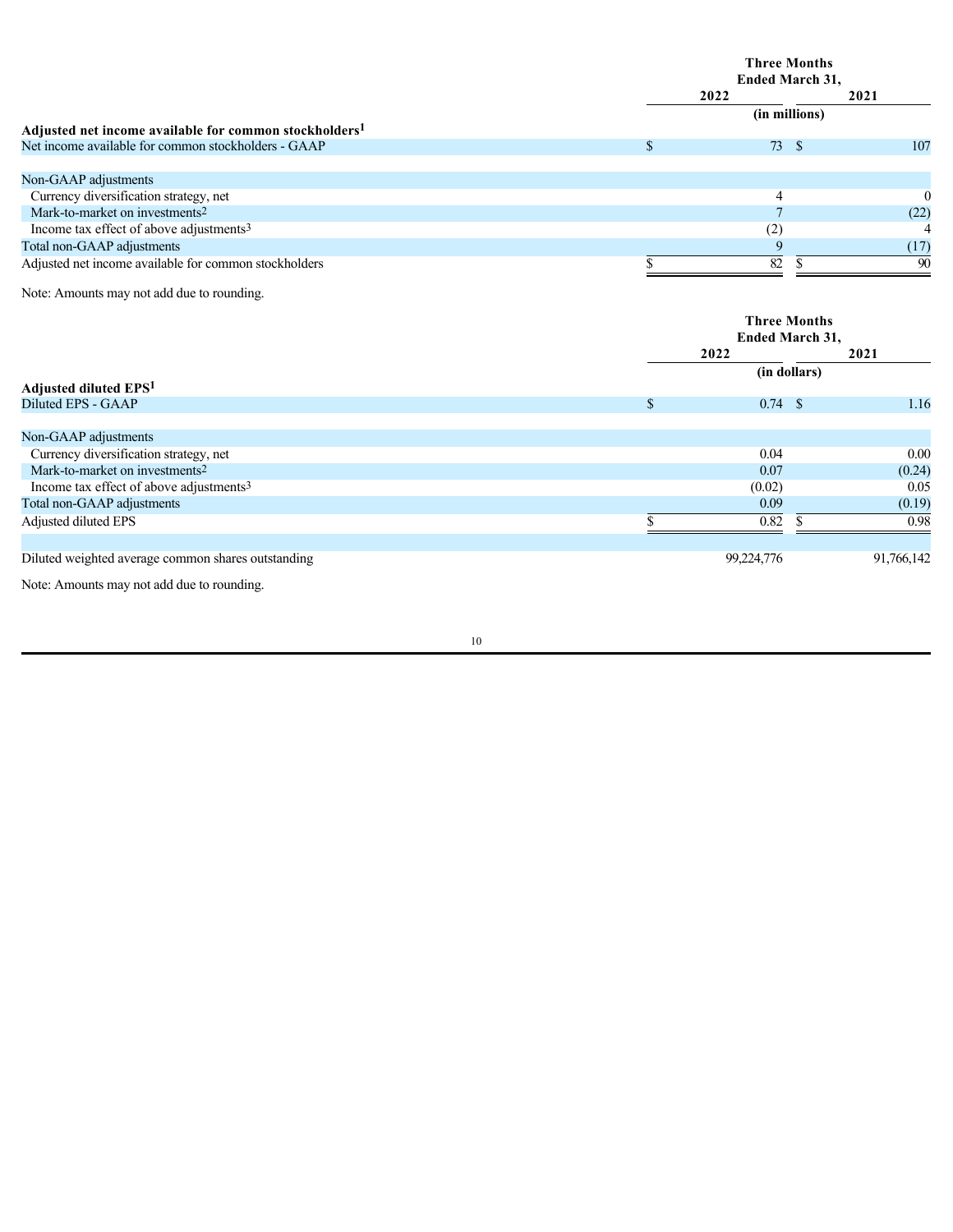| | Three Months Ended March 31, | |
|---|---|---|
| | 2022 | 2021 |
| | (in millions) | |
| **Adjusted net income available for common stockholders**[1] | | |
| Net income available for common stockholders - GAAP | $ 73 | $ 107 |
| | | |
| Non-GAAP adjustments | | |
| Currency diversification strategy, net | 4 | 0 |
| Mark-to-market on investments[2] | 7 | (22) |
| Income tax effect of above adjustments[3] | (2) | 4 |
| Total non-GAAP adjustments | 9 | (17) |
| Adjusted net income available for common stockholders | $ 82 | $ 90 |

Note: Amounts may not add due to rounding.

| | Three Months Ended March 31, | |
|---|---|---|
| | 2022 | 2021 |
| | (in dollars) | |
| **Adjusted diluted EPS**[1] | | |
| Diluted EPS - GAAP | $ 0.74 | $ 1.16 |
| | | |
| Non-GAAP adjustments | | |
| Currency diversification strategy, net | 0.04 | 0.00 |
| Mark-to-market on investments[2] | 0.07 | (0.24) |
| Income tax effect of above adjustments[3] | (0.02) | 0.05 |
| Total non-GAAP adjustments | 0.09 | (0.19) |
| Adjusted diluted EPS | $ 0.82 | $ 0.98 |
| | | |
| Diluted weighted average common shares outstanding | 99,224,776 | 91,766,142 |

Note: Amounts may not add due to rounding.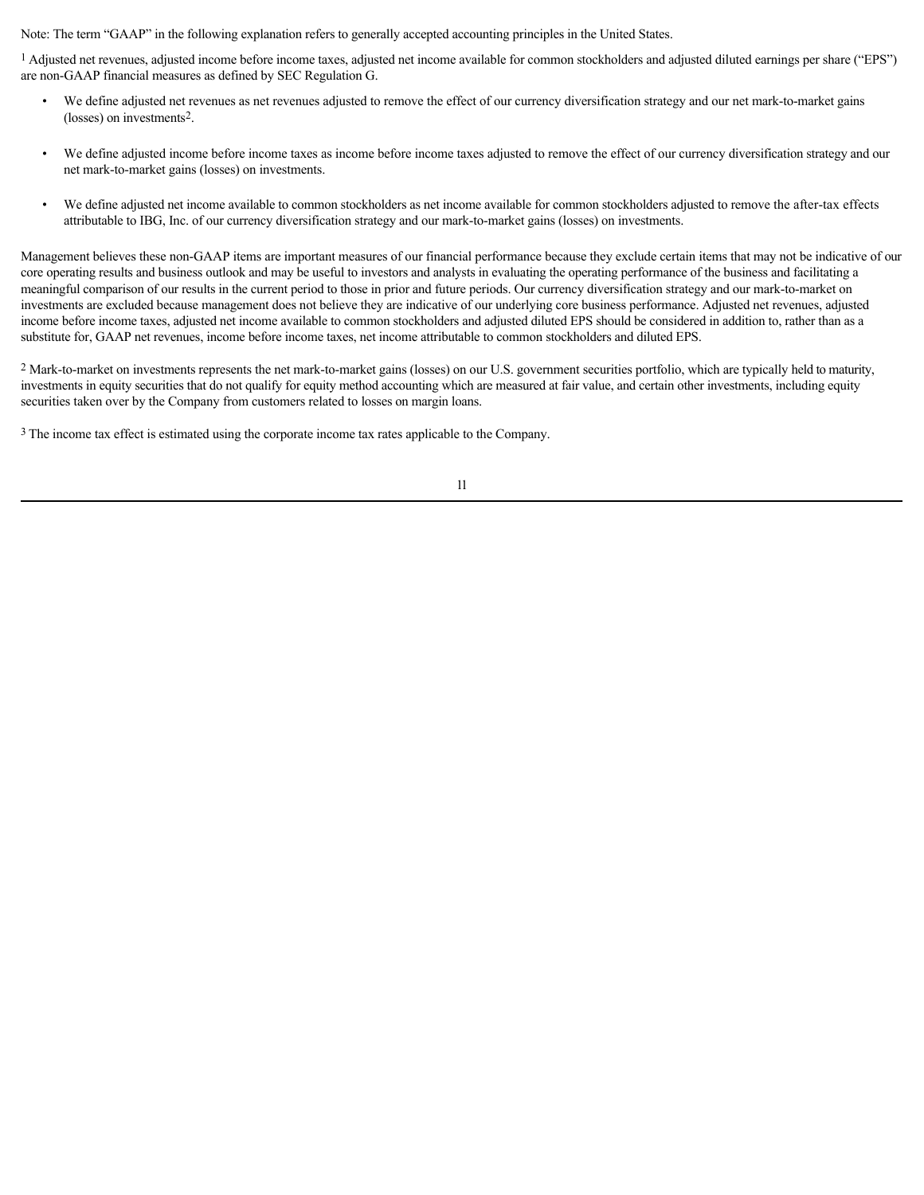Note: The term "GAAP" in the following explanation refers to generally accepted accounting principles in the United States.

[1] Adjusted net revenues, adjusted income before income taxes, adjusted net income available for common stockholders and adjusted diluted earnings per share ("EPS") are non-GAAP financial measures as defined by SEC Regulation G.

- We define adjusted net revenues as net revenues adjusted to remove the effect of our currency diversification strategy and our net mark-to-market gains (losses) on investments[2].
- We define adjusted income before income taxes as income before income taxes adjusted to remove the effect of our currency diversification strategy and our net mark-to-market gains (losses) on investments.
- We define adjusted net income available to common stockholders as net income available for common stockholders adjusted to remove the after-tax effects attributable to IBG, Inc. of our currency diversification strategy and our mark-to-market gains (losses) on investments.

Management believes these non-GAAP items are important measures of our financial performance because they exclude certain items that may not be indicative of our core operating results and business outlook and may be useful to investors and analysts in evaluating the operating performance of the business and facilitating a meaningful comparison of our results in the current period to those in prior and future periods. Our currency diversification strategy and our mark-to-market on investments are excluded because management does not believe they are indicative of our underlying core business performance. Adjusted net revenues, adjusted income before income taxes, adjusted net income available to common stockholders and adjusted diluted EPS should be considered in addition to, rather than as a substitute for, GAAP net revenues, income before income taxes, net income attributable to common stockholders and diluted EPS.

[2] Mark-to-market on investments represents the net mark-to-market gains (losses) on our U.S. government securities portfolio, which are typically held to maturity, investments in equity securities that do not qualify for equity method accounting which are measured at fair value, and certain other investments, including equity securities taken over by the Company from customers related to losses on margin loans.

[3] The income tax effect is estimated using the corporate income tax rates applicable to the Company.